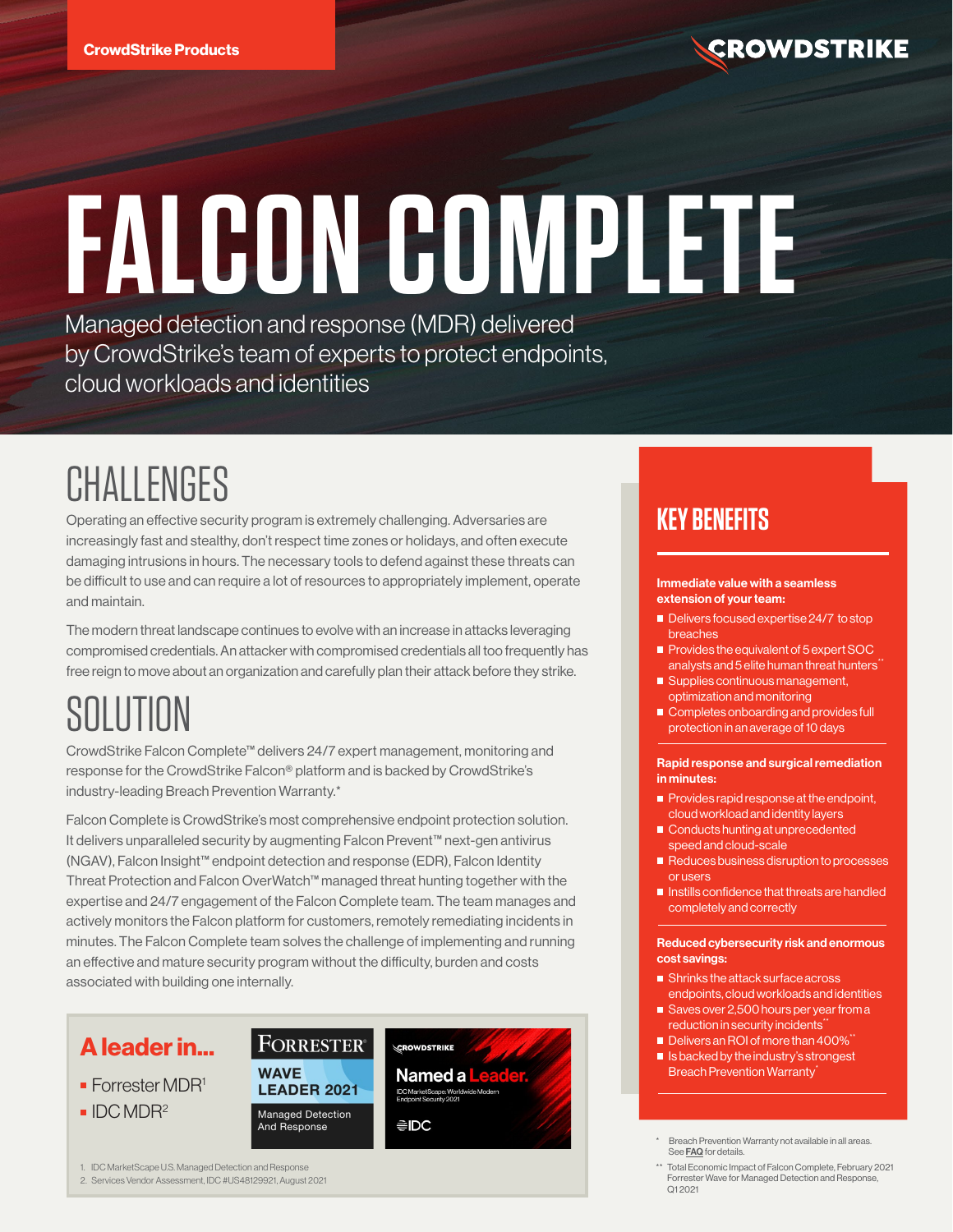CrowdStrike Products

# FALCON COMPLETE

Managed detection and response (MDR) delivered by CrowdStrike's team of experts to protect endpoints, cloud workloads and identities

## CHALLENGES

Operating an effective security program is extremely challenging. Adversaries are increasingly fast and stealthy, don't respect time zones or holidays, and often execute damaging intrusions in hours. The tools necessary to defend against these threats can be difficult to use and can require a lot of resources to appropriately implement, operate and maintain.

The modern threat landscape continues to evolve with an increase in attacks leveraging compromised credentials. An attacker with compromised credentials all too frequently has free reign to move about an organization and carefully plan their attack before they strike.

## SOLUTION

CrowdStrike Falcon Complete™ delivers 24/7 expert management, monitoring and response for the CrowdStrike Falcon® platform and is backed by CrowdStrike's industry-leading Breach Prevention Warranty.*

Falcon Complete is CrowdStrike's most comprehensive endpoint protection solution. It delivers unparalleled security by augmenting Falcon Prevent™ next-gen antivirus (NGAV), Falcon Insight™ endpoint detection and response (EDR), Falcon Identity Threat Protection and Falcon OverWatch™ managed threat hunting together with the expertise and 24/7 engagement of the Falcon Complete team. The team manages and actively monitors the Falcon platform for customers, remotely remediating incidents in minutes. The Falcon Complete team solves the challenge of implementing and running an effective and mature security program without the difficulty, burden and costs associated with building one internally.

### A leader in...

- Forrester MDR[1]
- IDC MDR[2]

FORRESTER® WAVE LEADER 2021 Managed Detection And Response

CROWDSTRIKE Named a Leader. IDC MarketScape: Worldwide Modern Endpoint Security 2021 IDC

1. IDC MarketScape U.S. Managed Detection and Response
2. Services Vendor Assessment, IDC #US48129921, August 2021

## KEY BENEFITS

**Immediate value with a seamless extension of your team:**

- Delivers focused expertise 24/7 to stop breaches
- Provides the equivalent of 5 expert SOC analysts and 5 elite human threat hunters**
- Supplies continuous management, optimization and monitoring
- Completes onboarding and provides full protection in an average of 10 days

**Rapid response and surgical remediation in minutes:**

- Provides rapid response at the endpoint, cloud workload and identity layers
- Conducts hunting at unprecedented speed and cloud-scale
- Reduces business disruption to processes or users
- Instills confidence that threats are handled completely and correctly

**Reduced cybersecurity risk and enormous cost savings:**

- Shrinks the attack surface across endpoints, cloud workloads and identities
- Saves over 2,500 hours per year from a reduction in security incidents**
- Delivers an ROI of more than 400%**
- Is backed by the industry's strongest Breach Prevention Warranty*

\* Breach Prevention Warranty not available in all areas. See FAQ for details.

\** Total Economic Impact of Falcon Complete, February 2021 Forrester Wave for Managed Detection and Response, Q1 2021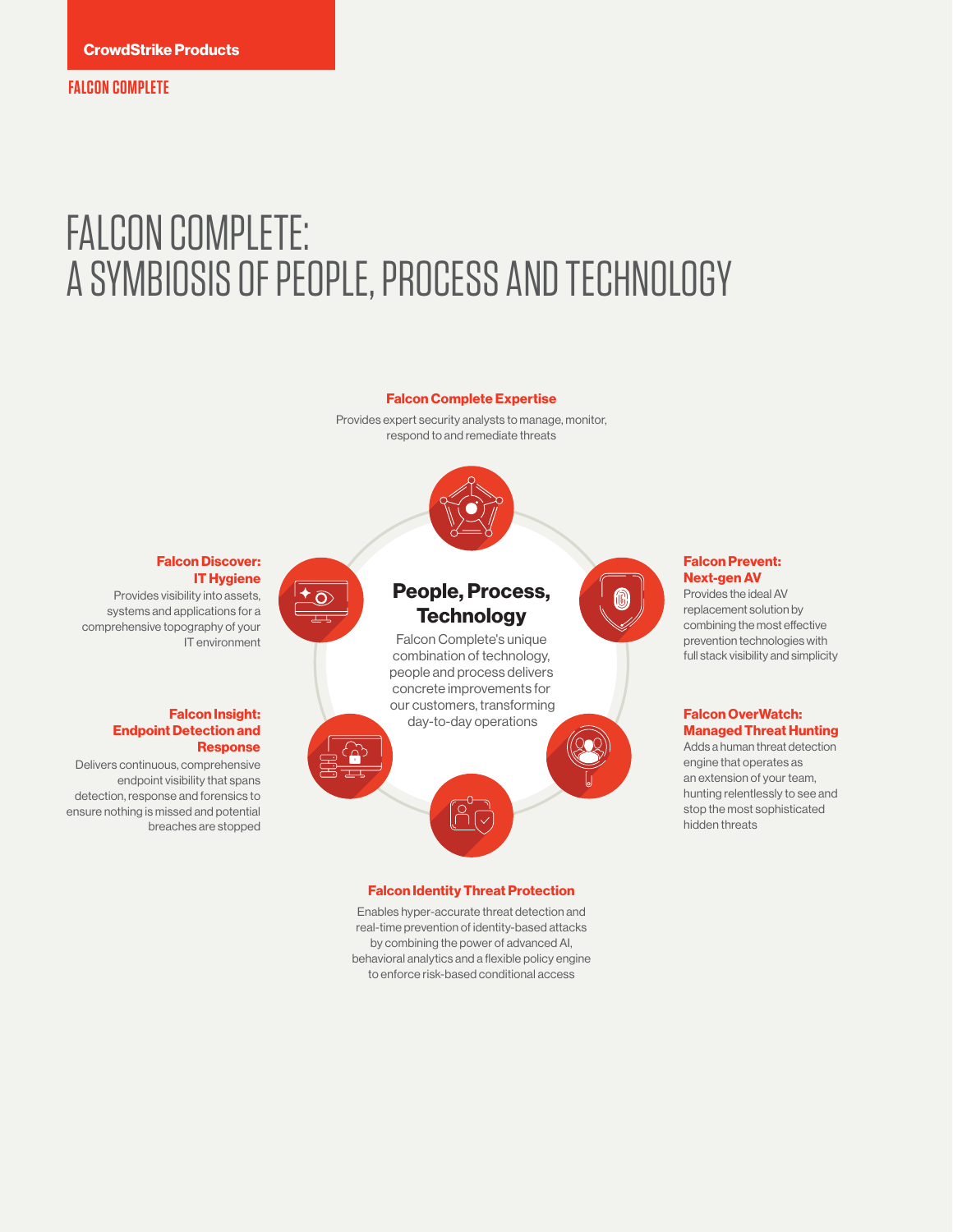# FALCON COMPLETE: A SYMBIOSIS OF PEOPLE, PROCESS AND TECHNOLOGY

**Falcon Complete Expertise**

Provides expert security analysts to manage, monitor, respond to and remediate threats

**Falcon Discover: IT Hygiene**

Provides visibility into assets, systems and applications for a comprehensive topography of your IT environment

**Falcon Prevent: Next-gen AV**

Provides the ideal AV replacement solution by combining the most effective prevention technologies with full stack visibility and simplicity

**People, Process, Technology**

Falcon Complete's unique combination of technology, people and process delivers concrete improvements for our customers, transforming day-to-day operations

**Falcon Insight: Endpoint Detection and Response**

Delivers continuous, comprehensive endpoint visibility that spans detection, response and forensics to ensure nothing is missed and potential breaches are stopped

**Falcon OverWatch: Managed Threat Hunting**

Adds a human threat detection engine that operates as an extension of your team, hunting relentlessly to see and stop the most sophisticated hidden threats

**Falcon Identity Threat Protection**

Enables hyper-accurate threat detection and real-time prevention of identity-based attacks by combining the power of advanced AI, behavioral analytics and a flexible policy engine to enforce risk-based conditional access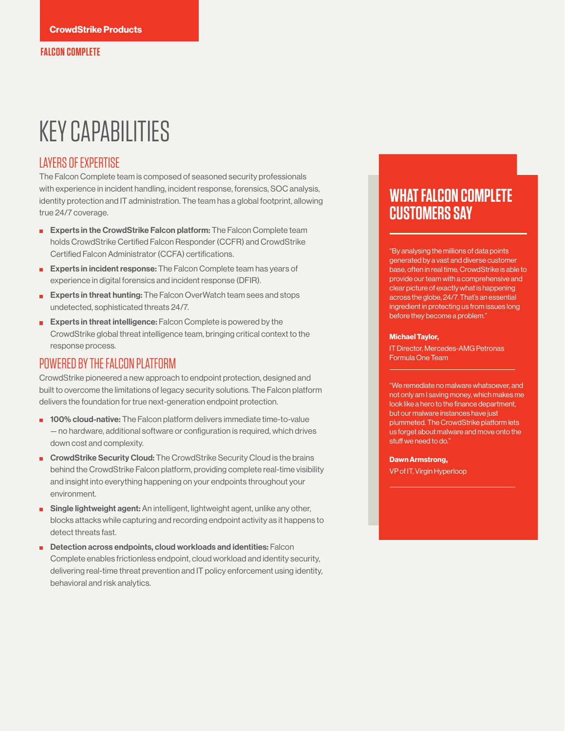# KEY CAPABILITIES

## LAYERS OF EXPERTISE

The Falcon Complete team is composed of seasoned security professionals with experience in incident handling, incident response, forensics, SOC analysis, identity protection and IT administration. The team has a global footprint, allowing true 24/7 coverage.

- **Experts in the CrowdStrike Falcon platform:** The Falcon Complete team holds CrowdStrike Certified Falcon Responder (CCFR) and CrowdStrike Certified Falcon Administrator (CCFA) certifications.
- **Experts in incident response:** The Falcon Complete team has years of experience in digital forensics and incident response (DFIR).
- **Experts in threat hunting:** The Falcon OverWatch team sees and stops undetected, sophisticated threats 24/7.
- **Experts in threat intelligence:** Falcon Complete is powered by the CrowdStrike global threat intelligence team, bringing critical context to the response process.

## POWERED BY THE FALCON PLATFORM

CrowdStrike pioneered a new approach to endpoint protection, designed and built to overcome the limitations of legacy security solutions. The Falcon platform delivers the foundation for true next-generation endpoint protection.

- **100% cloud-native:** The Falcon platform delivers immediate time-to-value — no hardware, additional software or configuration is required, which drives down cost and complexity.
- **CrowdStrike Security Cloud:** The CrowdStrike Security Cloud is the brains behind the CrowdStrike Falcon platform, providing complete real-time visibility and insight into everything happening on your endpoints throughout your environment.
- **Single lightweight agent:** An intelligent, lightweight agent, unlike any other, blocks attacks while capturing and recording endpoint activity as it happens to detect threats fast.
- **Detection across endpoints, cloud workloads and identities:** Falcon Complete enables frictionless endpoint, cloud workload and identity security, delivering real-time threat prevention and IT policy enforcement using identity, behavioral and risk analytics.

## WHAT FALCON COMPLETE CUSTOMERS SAY

"By analysing the millions of data points generated by a vast and diverse customer base, often in real time, CrowdStrike is able to provide our team with a comprehensive and clear picture of exactly what is happening across the globe, 24/7. That's an essential ingredient in protecting us from issues long before they become a problem."

**Michael Taylor,**

IT Director, Mercedes-AMG Petronas Formula One Team

"We remediate no malware whatsoever, and not only am I saving money, which makes me look like a hero to the finance department, but our malware instances have just plummeted. The CrowdStrike platform lets us forget about malware and move onto the stuff we need to do."

**Dawn Armstrong,**

VP of IT, Virgin Hyperloop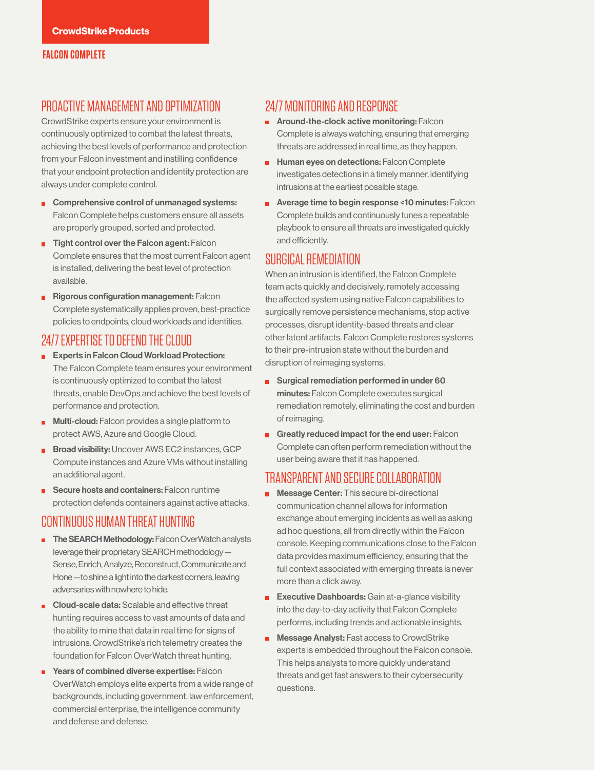CrowdStrike Products

**FALCON COMPLETE**

## PROACTIVE MANAGEMENT AND OPTIMIZATION

CrowdStrike experts ensure your environment is continuously optimized to combat the latest threats, achieving the best levels of performance and protection from your Falcon investment and instilling confidence that your endpoint protection and identity protection are always under complete control.

- **Comprehensive control of unmanaged systems:** Falcon Complete helps customers ensure all assets are properly grouped, sorted and protected.
- **Tight control over the Falcon agent:** Falcon Complete ensures that the most current Falcon agent is installed, delivering the best level of protection available.
- **Rigorous configuration management:** Falcon Complete systematically applies proven, best-practice policies to endpoints, cloud workloads and identities.

## 24/7 EXPERTISE TO DEFEND THE CLOUD

- **Experts in Falcon Cloud Workload Protection:** The Falcon Complete team ensures your environment is continuously optimized to combat the latest threats, enable DevOps and achieve the best levels of performance and protection.
- **Multi-cloud:** Falcon provides a single platform to protect AWS, Azure and Google Cloud.
- **Broad visibility:** Uncover AWS EC2 instances, GCP Compute instances and Azure VMs without installing an additional agent.
- **Secure hosts and containers:** Falcon runtime protection defends containers against active attacks.

## CONTINUOUS HUMAN THREAT HUNTING

- **The SEARCH Methodology:** Falcon OverWatch analysts leverage their proprietary SEARCH methodology — Sense, Enrich, Analyze, Reconstruct, Communicate and Hone —to shine a light into the darkest corners, leaving adversaries with nowhere to hide.
- **Cloud-scale data:** Scalable and effective threat hunting requires access to vast amounts of data and the ability to mine that data in real time for signs of intrusions. CrowdStrike's rich telemetry creates the foundation for Falcon OverWatch threat hunting.
- **Years of combined diverse expertise:** Falcon OverWatch employs elite experts from a wide range of backgrounds, including government, law enforcement, commercial enterprise, the intelligence community and defense and defense.

## 24/7 MONITORING AND RESPONSE

- **Around-the-clock active monitoring:** Falcon Complete is always watching, ensuring that emerging threats are addressed in real time, as they happen.
- **Human eyes on detections:** Falcon Complete investigates detections in a timely manner, identifying intrusions at the earliest possible stage.
- **Average time to begin response <10 minutes:** Falcon Complete builds and continuously tunes a repeatable playbook to ensure all threats are investigated quickly and efficiently.

## SURGICAL REMEDIATION

When an intrusion is identified, the Falcon Complete team acts quickly and decisively, remotely accessing the affected system using native Falcon capabilities to surgically remove persistence mechanisms, stop active processes, disrupt identity-based threats and clear other latent artifacts. Falcon Complete restores systems to their pre-intrusion state without the burden and disruption of reimaging systems.

- **Surgical remediation performed in under 60 minutes:** Falcon Complete executes surgical remediation remotely, eliminating the cost and burden of reimaging.
- **Greatly reduced impact for the end user:** Falcon Complete can often perform remediation without the user being aware that it has happened.

## TRANSPARENT AND SECURE COLLABORATION

- **Message Center:** This secure bi-directional communication channel allows for information exchange about emerging incidents as well as asking ad hoc questions, all from directly within the Falcon console. Keeping communications close to the Falcon data provides maximum efficiency, ensuring that the full context associated with emerging threats is never more than a click away.
- **Executive Dashboards:** Gain at-a-glance visibility into the day-to-day activity that Falcon Complete performs, including trends and actionable insights.
- **Message Analyst:** Fast access to CrowdStrike experts is embedded throughout the Falcon console. This helps analysts to more quickly understand threats and get fast answers to their cybersecurity questions.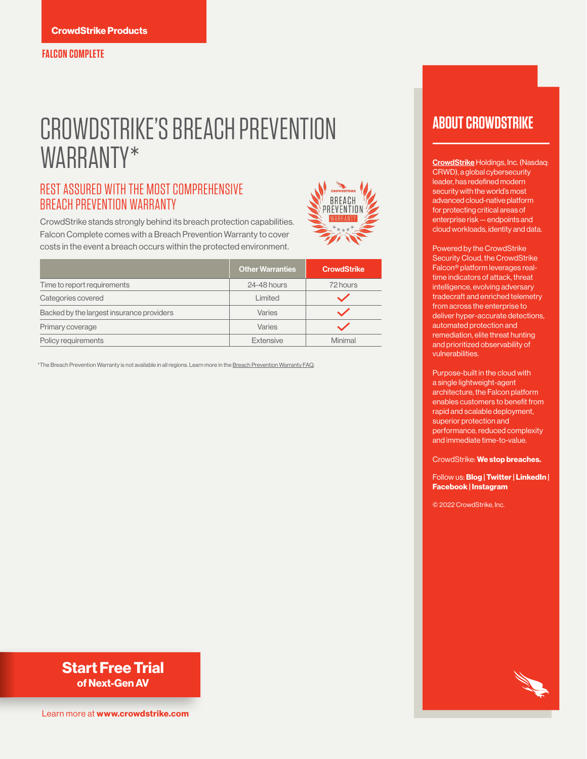CrowdStrike Products

FALCON COMPLETE

# CROWDSTRIKE'S BREACH PREVENTION WARRANTY*

## REST ASSURED WITH THE MOST COMPREHENSIVE BREACH PREVENTION WARRANTY

CrowdStrike stands strongly behind its breach protection capabilities. Falcon Complete comes with a Breach Prevention Warranty to cover costs in the event a breach occurs within the protected environment.

| | Other Warranties | CrowdStrike |
|---|---|---|
| Time to report requirements | 24-48 hours | 72 hours |
| Categories covered | Limited | ✓ |
| Backed by the largest insurance providers | Varies | ✓ |
| Primary coverage | Varies | ✓ |
| Policy requirements | Extensive | Minimal |

*The Breach Prevention Warranty is not available in all regions. Learn more in the Breach Prevention Warranty FAQ.

## ABOUT CROWDSTRIKE

CrowdStrike Holdings, Inc. (Nasdaq: CRWD), a global cybersecurity leader, has redefined modern security with the world's most advanced cloud-native platform for protecting critical areas of enterprise risk — endpoints and cloud workloads, identity and data.

Powered by the CrowdStrike Security Cloud, the CrowdStrike Falcon® platform leverages real-time indicators of attack, threat intelligence, evolving adversary tradecraft and enriched telemetry from across the enterprise to deliver hyper-accurate detections, automated protection and remediation, elite threat hunting and prioritized observability of vulnerabilities.

Purpose-built in the cloud with a single lightweight-agent architecture, the Falcon platform enables customers to benefit from rapid and scalable deployment, superior protection and performance, reduced complexity and immediate time-to-value.

CrowdStrike: **We stop breaches.**

Follow us: **Blog | Twitter | LinkedIn | Facebook | Instagram**

© 2022 CrowdStrike, Inc.

**Start Free Trial**
**of Next-Gen AV**

Learn more at **www.crowdstrike.com**